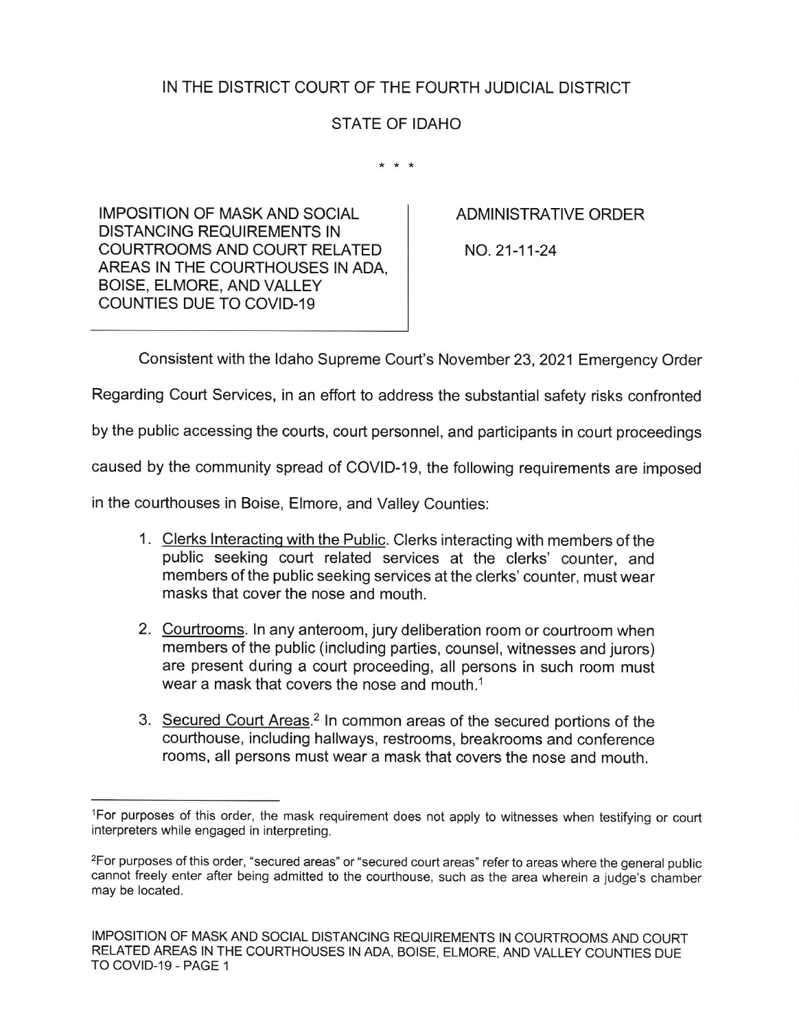# IN THE DISTRICT COURT OF THE FOURTH JUDICIAL DISTRICT

## STATE OF IDAHO

\* \* \*

| IMPOSITION OF MASK AND SOCIAL DISTANCING REQUIREMENTS IN COURTROOMS AND COURT RELATED AREAS IN THE COURTHOUSES IN ADA, BOISE, ELMORE, AND VALLEY COUNTIES DUE TO COVID-19 | ADMINISTRATIVE ORDER NO. 21-11-24 |
|---|---|

Consistent with the Idaho Supreme Court's November 23, 2021 Emergency Order Regarding Court Services, in an effort to address the substantial safety risks confronted by the public accessing the courts, court personnel, and participants in court proceedings caused by the community spread of COVID-19, the following requirements are imposed in the courthouses in Boise, Elmore, and Valley Counties:

1. Clerks Interacting with the Public. Clerks interacting with members of the public seeking court related services at the clerks' counter, and members of the public seeking services at the clerks' counter, must wear masks that cover the nose and mouth.

2. Courtrooms. In any anteroom, jury deliberation room or courtroom when members of the public (including parties, counsel, witnesses and jurors) are present during a court proceeding, all persons in such room must wear a mask that covers the nose and mouth.[1]

3. Secured Court Areas.[2] In common areas of the secured portions of the courthouse, including hallways, restrooms, breakrooms and conference rooms, all persons must wear a mask that covers the nose and mouth.

---

[1] For purposes of this order, the mask requirement does not apply to witnesses when testifying or court interpreters while engaged in interpreting.

[2] For purposes of this order, "secured areas" or "secured court areas" refer to areas where the general public cannot freely enter after being admitted to the courthouse, such as the area wherein a judge's chamber may be located.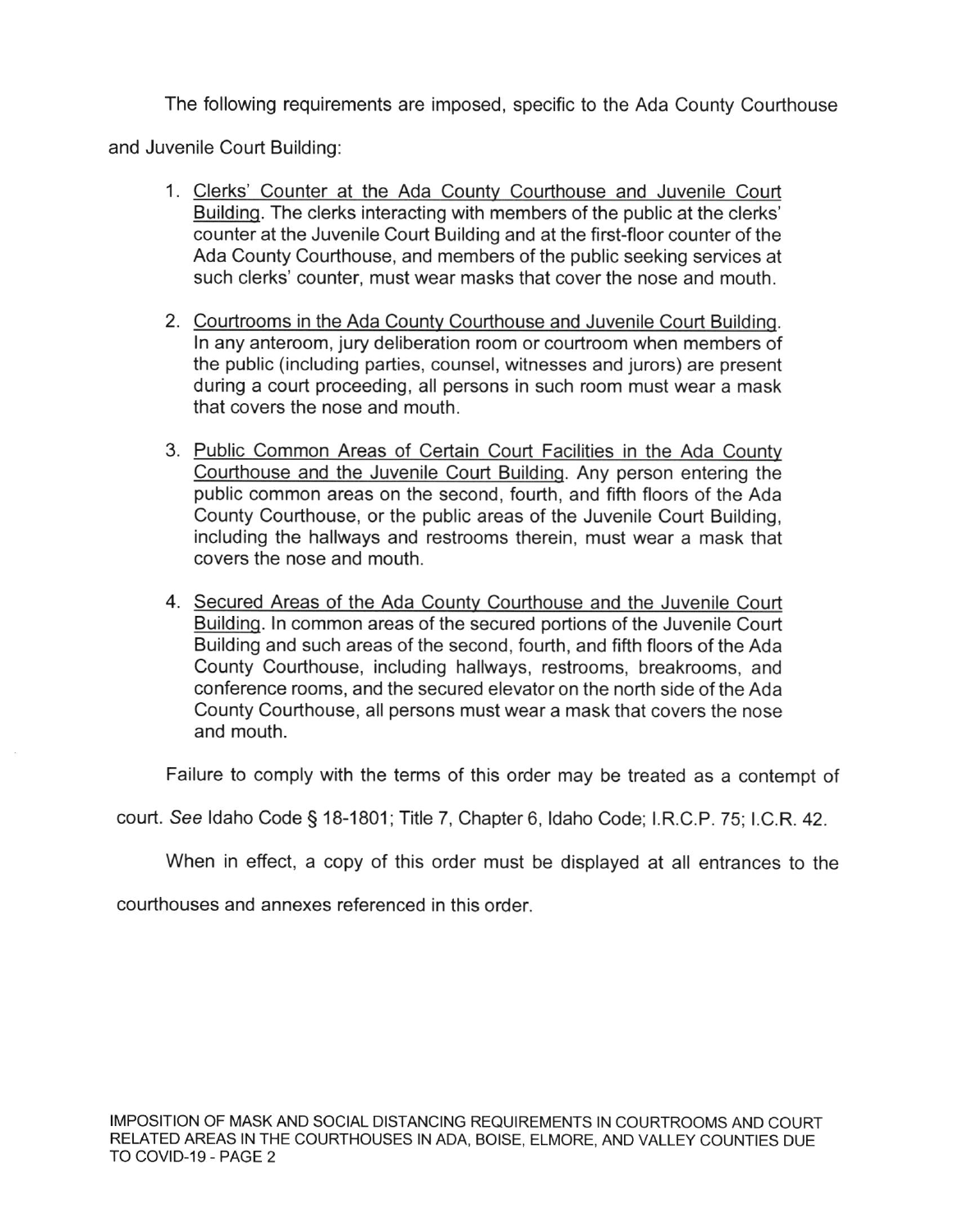The following requirements are imposed, specific to the Ada County Courthouse and Juvenile Court Building:

1. Clerks' Counter at the Ada County Courthouse and Juvenile Court Building. The clerks interacting with members of the public at the clerks' counter at the Juvenile Court Building and at the first-floor counter of the Ada County Courthouse, and members of the public seeking services at such clerks' counter, must wear masks that cover the nose and mouth.

2. Courtrooms in the Ada County Courthouse and Juvenile Court Building. In any anteroom, jury deliberation room or courtroom when members of the public (including parties, counsel, witnesses and jurors) are present during a court proceeding, all persons in such room must wear a mask that covers the nose and mouth.

3. Public Common Areas of Certain Court Facilities in the Ada County Courthouse and the Juvenile Court Building. Any person entering the public common areas on the second, fourth, and fifth floors of the Ada County Courthouse, or the public areas of the Juvenile Court Building, including the hallways and restrooms therein, must wear a mask that covers the nose and mouth.

4. Secured Areas of the Ada County Courthouse and the Juvenile Court Building. In common areas of the secured portions of the Juvenile Court Building and such areas of the second, fourth, and fifth floors of the Ada County Courthouse, including hallways, restrooms, breakrooms, and conference rooms, and the secured elevator on the north side of the Ada County Courthouse, all persons must wear a mask that covers the nose and mouth.

Failure to comply with the terms of this order may be treated as a contempt of court. *See* Idaho Code § 18-1801; Title 7, Chapter 6, Idaho Code; I.R.C.P. 75; I.C.R. 42.

When in effect, a copy of this order must be displayed at all entrances to the courthouses and annexes referenced in this order.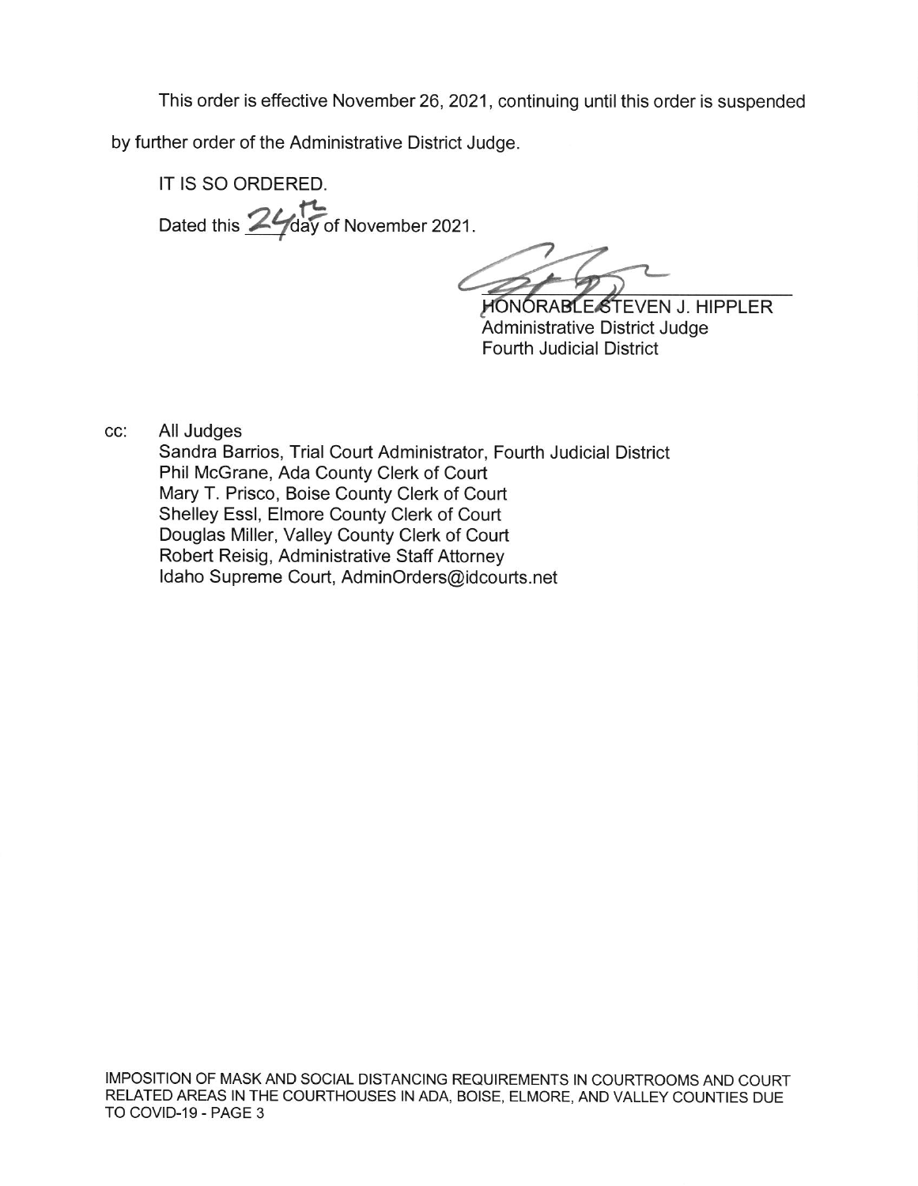This order is effective November 26, 2021, continuing until this order is suspended by further order of the Administrative District Judge.

IT IS SO ORDERED.

Dated this 24th day of November 2021.

HONORABLE STEVEN J. HIPPLER
Administrative District Judge
Fourth Judicial District

cc: All Judges
Sandra Barrios, Trial Court Administrator, Fourth Judicial District
Phil McGrane, Ada County Clerk of Court
Mary T. Prisco, Boise County Clerk of Court
Shelley Essl, Elmore County Clerk of Court
Douglas Miller, Valley County Clerk of Court
Robert Reisig, Administrative Staff Attorney
Idaho Supreme Court, AdminOrders@idcourts.net